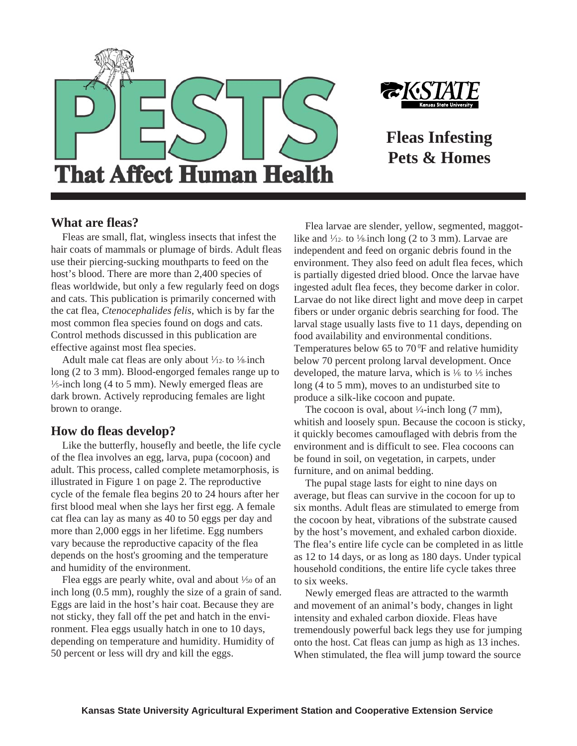# PESTS That Affect Human Health

# Fleas Infesting Pets & Homes

## What are fleas?

Fleas are small, flat, wingless insects that infest the hair coats of mammals or plumage of birds. Adult fleas use their piercing-sucking mouthparts to feed on the host's blood. There are more than 2,400 species of fleas worldwide, but only a few regularly feed on dogs and cats. This publication is primarily concerned with the cat flea, *Ctenocephalides felis*, which is by far the most common flea species found on dogs and cats. Control methods discussed in this publication are effective against most flea species.

Adult male cat fleas are only about 1⁄12- to 1⁄8-inch long (2 to 3 mm). Blood-engorged females range up to 1⁄5-inch long (4 to 5 mm). Newly emerged fleas are dark brown. Actively reproducing females are light brown to orange.

## How do fleas develop?

Like the butterfly, housefly and beetle, the life cycle of the flea involves an egg, larva, pupa (cocoon) and adult. This process, called complete metamorphosis, is illustrated in Figure 1 on page 2. The reproductive cycle of the female flea begins 20 to 24 hours after her first blood meal when she lays her first egg. A female cat flea can lay as many as 40 to 50 eggs per day and more than 2,000 eggs in her lifetime. Egg numbers vary because the reproductive capacity of the flea depends on the host's grooming and the temperature and humidity of the environment.

Flea eggs are pearly white, oval and about 1⁄50 of an inch long (0.5 mm), roughly the size of a grain of sand. Eggs are laid in the host's hair coat. Because they are not sticky, they fall off the pet and hatch in the environment. Flea eggs usually hatch in one to 10 days, depending on temperature and humidity. Humidity of 50 percent or less will dry and kill the eggs.

Flea larvae are slender, yellow, segmented, maggot-like and 1⁄12- to 1⁄8-inch long (2 to 3 mm). Larvae are independent and feed on organic debris found in the environment. They also feed on adult flea feces, which is partially digested dried blood. Once the larvae have ingested adult flea feces, they become darker in color. Larvae do not like direct light and move deep in carpet fibers or under organic debris searching for food. The larval stage usually lasts five to 11 days, depending on food availability and environmental conditions. Temperatures below 65 to 70 $^{0}$F and relative humidity below 70 percent prolong larval development. Once developed, the mature larva, which is 1⁄6 to 1⁄5 inches long (4 to 5 mm), moves to an undisturbed site to produce a silk-like cocoon and pupate.

The cocoon is oval, about ¼-inch long (7 mm), whitish and loosely spun. Because the cocoon is sticky, it quickly becomes camouflaged with debris from the environment and is difficult to see. Flea cocoons can be found in soil, on vegetation, in carpets, under furniture, and on animal bedding.

The pupal stage lasts for eight to nine days on average, but fleas can survive in the cocoon for up to six months. Adult fleas are stimulated to emerge from the cocoon by heat, vibrations of the substrate caused by the host's movement, and exhaled carbon dioxide. The flea's entire life cycle can be completed in as little as 12 to 14 days, or as long as 180 days. Under typical household conditions, the entire life cycle takes three to six weeks.

Newly emerged fleas are attracted to the warmth and movement of an animal's body, changes in light intensity and exhaled carbon dioxide. Fleas have tremendously powerful back legs they use for jumping onto the host. Cat fleas can jump as high as 13 inches. When stimulated, the flea will jump toward the source

Kansas State University Agricultural Experiment Station and Cooperative Extension Service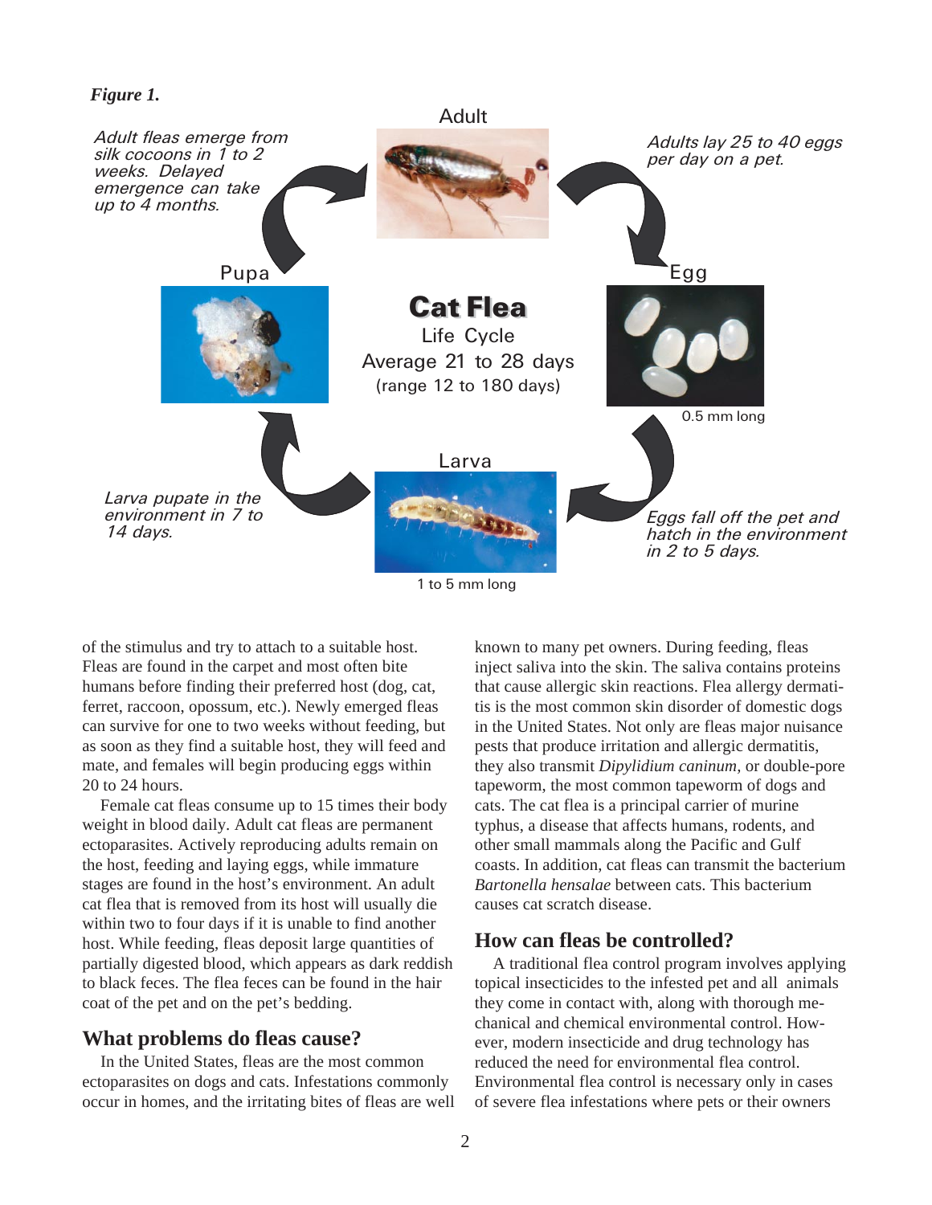*Figure 1.*

**Cat Flea**
Life Cycle
Average 21 to 28 days
(range 12 to 180 days)

Adult

Adults lay 25 to 40 eggs per day on a pet.

Egg

0.5 mm long

Eggs fall off the pet and hatch in the environment in 2 to 5 days.

Larva

1 to 5 mm long

Larva pupate in the environment in 7 to 14 days.

Pupa

Adult fleas emerge from silk cocoons in 1 to 2 weeks. Delayed emergence can take up to 4 months.

of the stimulus and try to attach to a suitable host. Fleas are found in the carpet and most often bite humans before finding their preferred host (dog, cat, ferret, raccoon, opossum, etc.). Newly emerged fleas can survive for one to two weeks without feeding, but as soon as they find a suitable host, they will feed and mate, and females will begin producing eggs within 20 to 24 hours.

Female cat fleas consume up to 15 times their body weight in blood daily. Adult cat fleas are permanent ectoparasites. Actively reproducing adults remain on the host, feeding and laying eggs, while immature stages are found in the host's environment. An adult cat flea that is removed from its host will usually die within two to four days if it is unable to find another host. While feeding, fleas deposit large quantities of partially digested blood, which appears as dark reddish to black feces. The flea feces can be found in the hair coat of the pet and on the pet's bedding.

## What problems do fleas cause?

In the United States, fleas are the most common ectoparasites on dogs and cats. Infestations commonly occur in homes, and the irritating bites of fleas are well known to many pet owners. During feeding, fleas inject saliva into the skin. The saliva contains proteins that cause allergic skin reactions. Flea allergy dermatitis is the most common skin disorder of domestic dogs in the United States. Not only are fleas major nuisance pests that produce irritation and allergic dermatitis, they also transmit *Dipylidium caninum*, or double-pore tapeworm, the most common tapeworm of dogs and cats. The cat flea is a principal carrier of murine typhus, a disease that affects humans, rodents, and other small mammals along the Pacific and Gulf coasts. In addition, cat fleas can transmit the bacterium *Bartonella hensalae* between cats. This bacterium causes cat scratch disease.

## How can fleas be controlled?

A traditional flea control program involves applying topical insecticides to the infested pet and all animals they come in contact with, along with thorough mechanical and chemical environmental control. However, modern insecticide and drug technology has reduced the need for environmental flea control. Environmental flea control is necessary only in cases of severe flea infestations where pets or their owners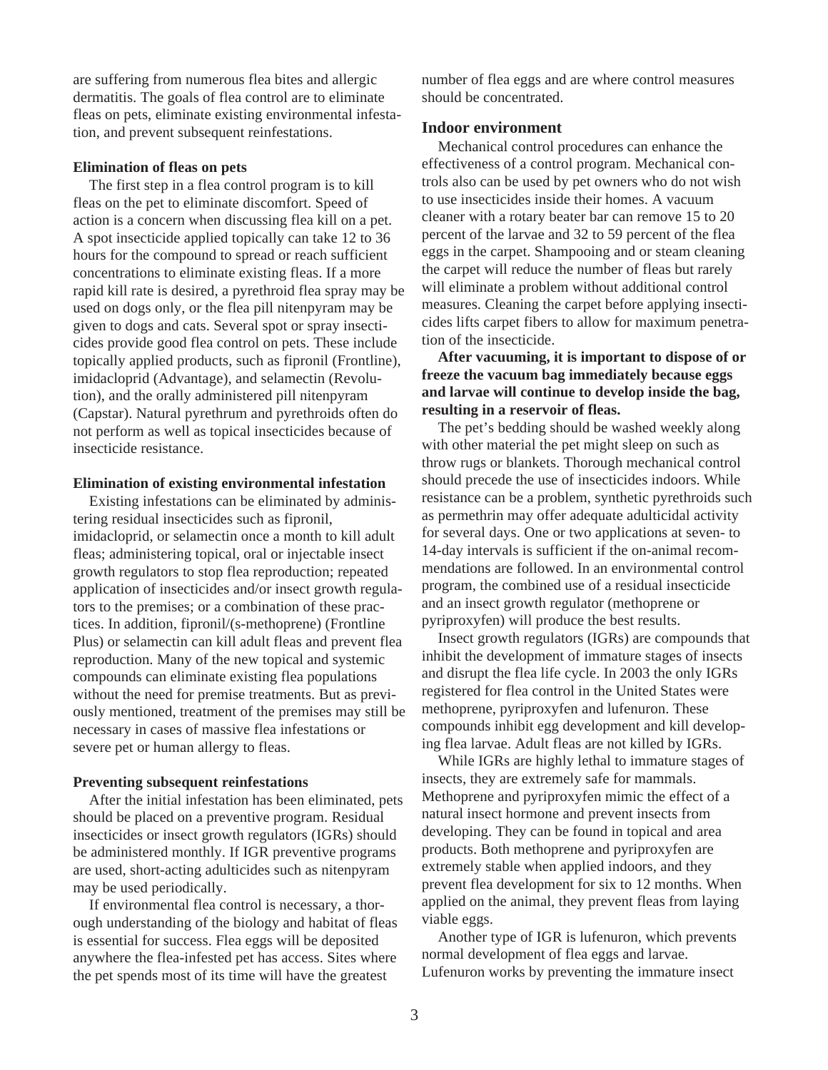are suffering from numerous flea bites and allergic dermatitis. The goals of flea control are to eliminate fleas on pets, eliminate existing environmental infestation, and prevent subsequent reinfestations.

#### Elimination of fleas on pets

The first step in a flea control program is to kill fleas on the pet to eliminate discomfort. Speed of action is a concern when discussing flea kill on a pet. A spot insecticide applied topically can take 12 to 36 hours for the compound to spread or reach sufficient concentrations to eliminate existing fleas. If a more rapid kill rate is desired, a pyrethroid flea spray may be used on dogs only, or the flea pill nitenpyram may be given to dogs and cats. Several spot or spray insecticides provide good flea control on pets. These include topically applied products, such as fipronil (Frontline), imidacloprid (Advantage), and selamectin (Revolution), and the orally administered pill nitenpyram (Capstar). Natural pyrethrum and pyrethroids often do not perform as well as topical insecticides because of insecticide resistance.

#### Elimination of existing environmental infestation

Existing infestations can be eliminated by administering residual insecticides such as fipronil, imidacloprid, or selamectin once a month to kill adult fleas; administering topical, oral or injectable insect growth regulators to stop flea reproduction; repeated application of insecticides and/or insect growth regulators to the premises; or a combination of these practices. In addition, fipronil/(s-methoprene) (Frontline Plus) or selamectin can kill adult fleas and prevent flea reproduction. Many of the new topical and systemic compounds can eliminate existing flea populations without the need for premise treatments. But as previously mentioned, treatment of the premises may still be necessary in cases of massive flea infestations or severe pet or human allergy to fleas.

#### Preventing subsequent reinfestations

After the initial infestation has been eliminated, pets should be placed on a preventive program. Residual insecticides or insect growth regulators (IGRs) should be administered monthly. If IGR preventive programs are used, short-acting adulticides such as nitenpyram may be used periodically.

If environmental flea control is necessary, a thorough understanding of the biology and habitat of fleas is essential for success. Flea eggs will be deposited anywhere the flea-infested pet has access. Sites where the pet spends most of its time will have the greatest number of flea eggs and are where control measures should be concentrated.

### Indoor environment

Mechanical control procedures can enhance the effectiveness of a control program. Mechanical controls also can be used by pet owners who do not wish to use insecticides inside their homes. A vacuum cleaner with a rotary beater bar can remove 15 to 20 percent of the larvae and 32 to 59 percent of the flea eggs in the carpet. Shampooing and or steam cleaning the carpet will reduce the number of fleas but rarely will eliminate a problem without additional control measures. Cleaning the carpet before applying insecticides lifts carpet fibers to allow for maximum penetration of the insecticide.

**After vacuuming, it is important to dispose of or freeze the vacuum bag immediately because eggs and larvae will continue to develop inside the bag, resulting in a reservoir of fleas.**

The pet's bedding should be washed weekly along with other material the pet might sleep on such as throw rugs or blankets. Thorough mechanical control should precede the use of insecticides indoors. While resistance can be a problem, synthetic pyrethroids such as permethrin may offer adequate adulticidal activity for several days. One or two applications at seven- to 14-day intervals is sufficient if the on-animal recommendations are followed. In an environmental control program, the combined use of a residual insecticide and an insect growth regulator (methoprene or pyriproxyfen) will produce the best results.

Insect growth regulators (IGRs) are compounds that inhibit the development of immature stages of insects and disrupt the flea life cycle. In 2003 the only IGRs registered for flea control in the United States were methoprene, pyriproxyfen and lufenuron. These compounds inhibit egg development and kill developing flea larvae. Adult fleas are not killed by IGRs.

While IGRs are highly lethal to immature stages of insects, they are extremely safe for mammals. Methoprene and pyriproxyfen mimic the effect of a natural insect hormone and prevent insects from developing. They can be found in topical and area products. Both methoprene and pyriproxyfen are extremely stable when applied indoors, and they prevent flea development for six to 12 months. When applied on the animal, they prevent fleas from laying viable eggs.

Another type of IGR is lufenuron, which prevents normal development of flea eggs and larvae. Lufenuron works by preventing the immature insect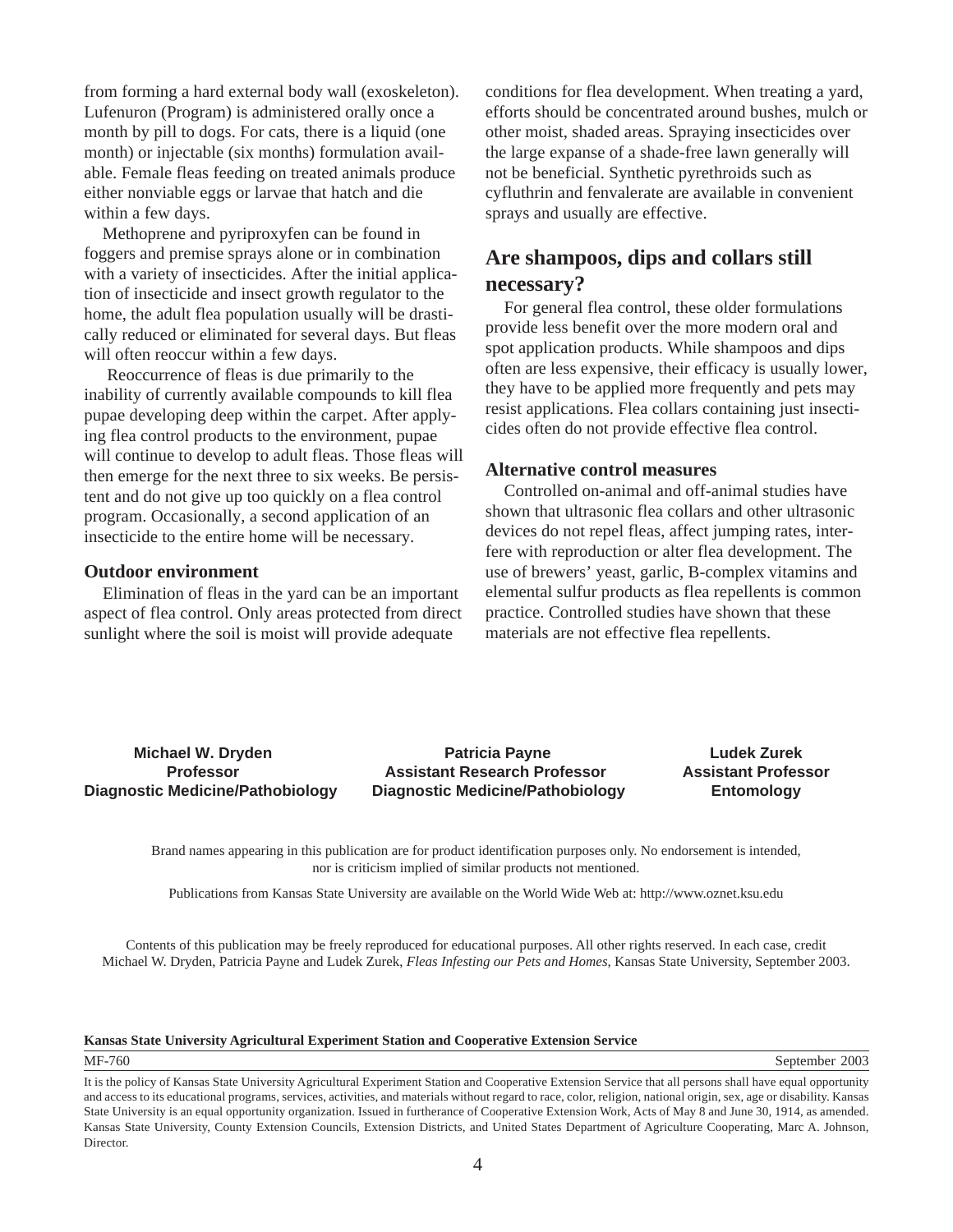from forming a hard external body wall (exoskeleton). Lufenuron (Program) is administered orally once a month by pill to dogs. For cats, there is a liquid (one month) or injectable (six months) formulation available. Female fleas feeding on treated animals produce either nonviable eggs or larvae that hatch and die within a few days.

Methoprene and pyriproxyfen can be found in foggers and premise sprays alone or in combination with a variety of insecticides. After the initial application of insecticide and insect growth regulator to the home, the adult flea population usually will be drastically reduced or eliminated for several days. But fleas will often reoccur within a few days.

Reoccurrence of fleas is due primarily to the inability of currently available compounds to kill flea pupae developing deep within the carpet. After applying flea control products to the environment, pupae will continue to develop to adult fleas. Those fleas will then emerge for the next three to six weeks. Be persistent and do not give up too quickly on a flea control program. Occasionally, a second application of an insecticide to the entire home will be necessary.

### Outdoor environment

Elimination of fleas in the yard can be an important aspect of flea control. Only areas protected from direct sunlight where the soil is moist will provide adequate conditions for flea development. When treating a yard, efforts should be concentrated around bushes, mulch or other moist, shaded areas. Spraying insecticides over the large expanse of a shade-free lawn generally will not be beneficial. Synthetic pyrethroids such as cyfluthrin and fenvalerate are available in convenient sprays and usually are effective.

## Are shampoos, dips and collars still necessary?

For general flea control, these older formulations provide less benefit over the more modern oral and spot application products. While shampoos and dips often are less expensive, their efficacy is usually lower, they have to be applied more frequently and pets may resist applications. Flea collars containing just insecticides often do not provide effective flea control.

### Alternative control measures

Controlled on-animal and off-animal studies have shown that ultrasonic flea collars and other ultrasonic devices do not repel fleas, affect jumping rates, interfere with reproduction or alter flea development. The use of brewers' yeast, garlic, B-complex vitamins and elemental sulfur products as flea repellents is common practice. Controlled studies have shown that these materials are not effective flea repellents.

**Michael W. Dryden**
**Professor**
**Diagnostic Medicine/Pathobiology**

**Patricia Payne**
**Assistant Research Professor**
**Diagnostic Medicine/Pathobiology**

**Ludek Zurek**
**Assistant Professor**
**Entomology**

Brand names appearing in this publication are for product identification purposes only. No endorsement is intended, nor is criticism implied of similar products not mentioned.

Publications from Kansas State University are available on the World Wide Web at: http://www.oznet.ksu.edu

Contents of this publication may be freely reproduced for educational purposes. All other rights reserved. In each case, credit Michael W. Dryden, Patricia Payne and Ludek Zurek, *Fleas Infesting our Pets and Homes,* Kansas State University, September 2003.

**Kansas State University Agricultural Experiment Station and Cooperative Extension Service**

MF-760 September 2003

It is the policy of Kansas State University Agricultural Experiment Station and Cooperative Extension Service that all persons shall have equal opportunity and access to its educational programs, services, activities, and materials without regard to race, color, religion, national origin, sex, age or disability. Kansas State University is an equal opportunity organization. Issued in furtherance of Cooperative Extension Work, Acts of May 8 and June 30, 1914, as amended. Kansas State University, County Extension Councils, Extension Districts, and United States Department of Agriculture Cooperating, Marc A. Johnson, Director.